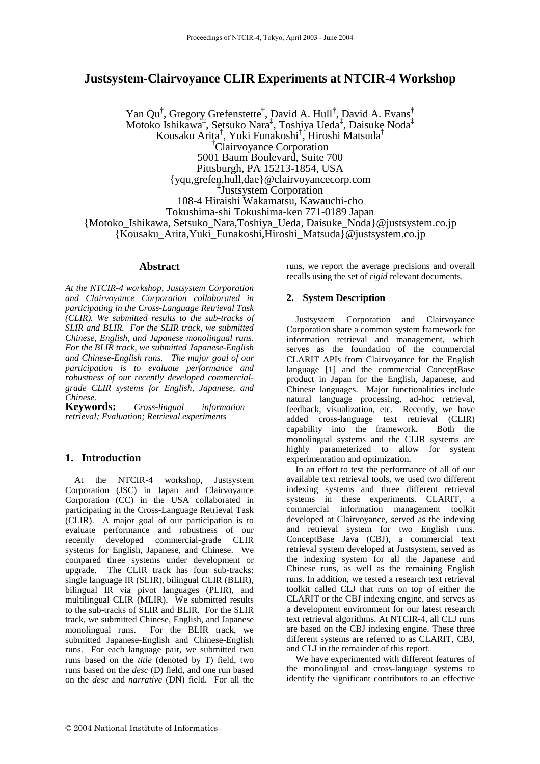# Justsystem-Clairvoyance CLIR Experiments at NTCIR-4 Workshop

Yan Qu[†], Gregory Grefenstette[†], David A. Hull[†], David A. Evans[†]
Motoko Ishikawa[‡], Setsuko Nara[‡], Toshiya Ueda[‡], Daisuke Noda[‡]
Kousaku Arita[‡], Yuki Funakoshi[‡], Hiroshi Matsuda[‡]
[†]Clairvoyance Corporation
5001 Baum Boulevard, Suite 700
Pittsburgh, PA 15213-1854, USA
{yqu,grefen,hull,dae}@clairvoyancecorp.com
[‡]Justsystem Corporation
108-4 Hiraishi Wakamatsu, Kawauchi-cho
Tokushima-shi Tokushima-ken 771-0189 Japan
{Motoko_Ishikawa, Setsuko_Nara,Toshiya_Ueda, Daisuke_Noda}@justsystem.co.jp
{Kousaku_Arita,Yuki_Funakoshi,Hiroshi_Matsuda}@justsystem.co.jp

## Abstract

*At the NTCIR-4 workshop, Justsystem Corporation and Clairvoyance Corporation collaborated in participating in the Cross-Language Retrieval Task (CLIR). We submitted results to the sub-tracks of SLIR and BLIR. For the SLIR track, we submitted Chinese, English, and Japanese monolingual runs. For the BLIR track, we submitted Japanese-English and Chinese-English runs. The major goal of our participation is to evaluate performance and robustness of our recently developed commercial-grade CLIR systems for English, Japanese, and Chinese.*

**Keywords:** *Cross-lingual information retrieval; Evaluation; Retrieval experiments*

## 1. Introduction

At the NTCIR-4 workshop, Justsystem Corporation (JSC) in Japan and Clairvoyance Corporation (CC) in the USA collaborated in participating in the Cross-Language Retrieval Task (CLIR). A major goal of our participation is to evaluate performance and robustness of our recently developed commercial-grade CLIR systems for English, Japanese, and Chinese. We compared three systems under development or upgrade. The CLIR track has four sub-tracks: single language IR (SLIR), bilingual CLIR (BLIR), bilingual IR via pivot languages (PLIR), and multilingual CLIR (MLIR). We submitted results to the sub-tracks of SLIR and BLIR. For the SLIR track, we submitted Chinese, English, and Japanese monolingual runs. For the BLIR track, we submitted Japanese-English and Chinese-English runs. For each language pair, we submitted two runs based on the *title* (denoted by T) field, two runs based on the *desc* (D) field, and one run based on the *desc* and *narrative* (DN) field. For all the runs, we report the average precisions and overall recalls using the set of *rigid* relevant documents.

## 2. System Description

Justsystem Corporation and Clairvoyance Corporation share a common system framework for information retrieval and management, which serves as the foundation of the commercial CLARIT APIs from Clairvoyance for the English language [1] and the commercial ConceptBase product in Japan for the English, Japanese, and Chinese languages. Major functionalities include natural language processing, ad-hoc retrieval, feedback, visualization, etc. Recently, we have added cross-language text retrieval (CLIR) capability into the framework. Both the monolingual systems and the CLIR systems are highly parameterized to allow for system experimentation and optimization.

In an effort to test the performance of all of our available text retrieval tools, we used two different indexing systems and three different retrieval systems in these experiments. CLARIT, a commercial information management toolkit developed at Clairvoyance, served as the indexing and retrieval system for two English runs. ConceptBase Java (CBJ), a commercial text retrieval system developed at Justsystem, served as the indexing system for all the Japanese and Chinese runs, as well as the remaining English runs. In addition, we tested a research text retrieval toolkit called CLJ that runs on top of either the CLARIT or the CBJ indexing engine, and serves as a development environment for our latest research text retrieval algorithms. At NTCIR-4, all CLJ runs are based on the CBJ indexing engine. These three different systems are referred to as CLARIT, CBJ, and CLJ in the remainder of this report.

We have experimented with different features of the monolingual and cross-language systems to identify the significant contributors to an effective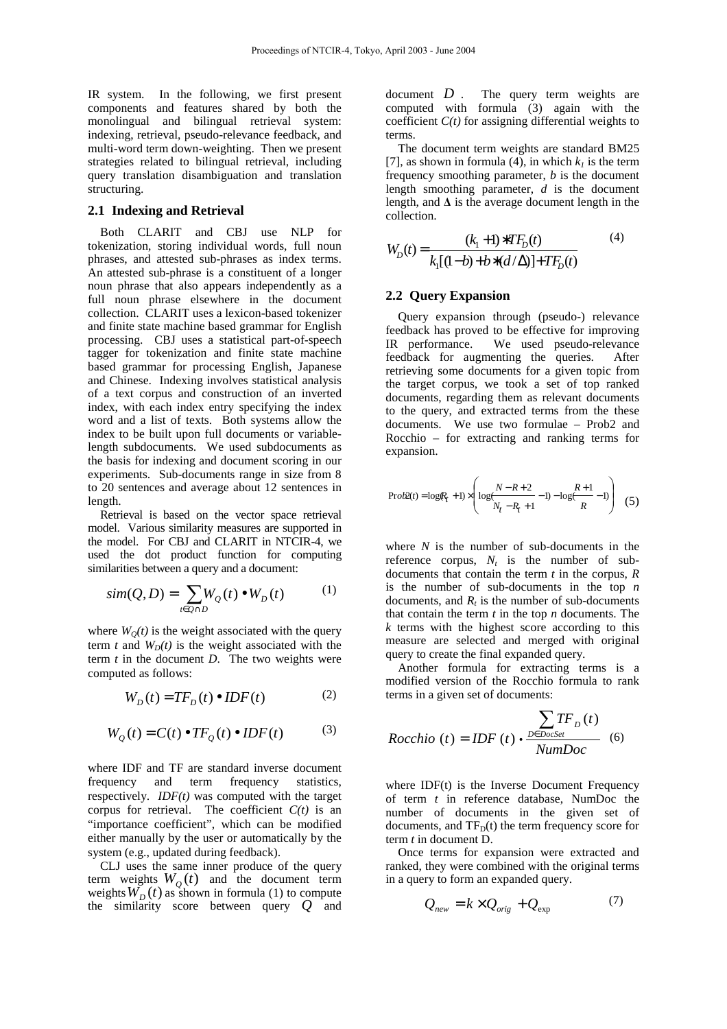IR system. In the following, we first present components and features shared by both the monolingual and bilingual retrieval system: indexing, retrieval, pseudo-relevance feedback, and multi-word term down-weighting. Then we present strategies related to bilingual retrieval, including query translation disambiguation and translation structuring.

## 2.1 Indexing and Retrieval

Both CLARIT and CBJ use NLP for tokenization, storing individual words, full noun phrases, and attested sub-phrases as index terms. An attested sub-phrase is a constituent of a longer noun phrase that also appears independently as a full noun phrase elsewhere in the document collection. CLARIT uses a lexicon-based tokenizer and finite state machine based grammar for English processing. CBJ uses a statistical part-of-speech tagger for tokenization and finite state machine based grammar for processing English, Japanese and Chinese. Indexing involves statistical analysis of a text corpus and construction of an inverted index, with each index entry specifying the index word and a list of texts. Both systems allow the index to be built upon full documents or variable-length subdocuments. We used subdocuments as the basis for indexing and document scoring in our experiments. Sub-documents range in size from 8 to 20 sentences and average about 12 sentences in length.

Retrieval is based on the vector space retrieval model. Various similarity measures are supported in the model. For CBJ and CLARIT in NTCIR-4, we used the dot product function for computing similarities between a query and a document:

$$sim(Q,D) = \sum_{t \in Q \cap D} W_Q(t) \bullet W_D(t) \tag{1}$$

where $W_Q(t)$ is the weight associated with the query term $t$ and $W_D(t)$ is the weight associated with the term $t$ in the document $D$. The two weights were computed as follows:

$$W_D(t) = TF_D(t) \bullet IDF(t) \tag{2}$$

$$W_Q(t) = C(t) \bullet TF_Q(t) \bullet IDF(t) \tag{3}$$

where IDF and TF are standard inverse document frequency and term frequency statistics, respectively. *IDF(t)* was computed with the target corpus for retrieval. The coefficient *C(t)* is an "importance coefficient", which can be modified either manually by the user or automatically by the system (e.g., updated during feedback).

CLJ uses the same inner produce of the query term weights $W_Q(t)$ and the document term weights $W_D(t)$ as shown in formula (1) to compute the similarity score between query $Q$ and document $D$. The query term weights are computed with formula (3) again with the coefficient *C(t)* for assigning differential weights to terms.

The document term weights are standard BM25 [7], as shown in formula (4), in which $k_1$ is the term frequency smoothing parameter, $b$ is the document length smoothing parameter, $d$ is the document length, and $\Delta$ is the average document length in the collection.

$$W_D(t) = \frac{(k_1 + 1) * TF_D(t)}{k_1[(1-b) + b * (d/\Delta)] + TF_D(t)} \tag{4}$$

## 2.2 Query Expansion

Query expansion through (pseudo-) relevance feedback has proved to be effective for improving IR performance. We used pseudo-relevance feedback for augmenting the queries. After retrieving some documents for a given topic from the target corpus, we took a set of top ranked documents, regarding them as relevant documents to the query, and extracted terms from the these documents. We use two formulae – Prob2 and Rocchio – for extracting and ranking terms for expansion.

$$\text{Prob2}(t) = \log(R_t + 1) \times \left( \log\left(\frac{N - R + 2}{N_t - R_t + 1} - 1\right) - \log\left(\frac{R + 1}{R} - 1\right) \right) \tag{5}$$

where $N$ is the number of sub-documents in the reference corpus, $N_t$ is the number of sub-documents that contain the term $t$ in the corpus, $R$ is the number of sub-documents in the top $n$ documents, and $R_t$ is the number of sub-documents that contain the term $t$ in the top $n$ documents. The $k$ terms with the highest score according to this measure are selected and merged with original query to create the final expanded query.

Another formula for extracting terms is a modified version of the Rocchio formula to rank terms in a given set of documents:

$$Rocchio(t) = IDF(t) \cdot \frac{\sum_{D \in DocSet} TF_D(t)}{NumDoc} \tag{6}$$

where IDF(t) is the Inverse Document Frequency of term $t$ in reference database, NumDoc the number of documents in the given set of documents, and $TF_D(t)$ the term frequency score for term $t$ in document D.

Once terms for expansion were extracted and ranked, they were combined with the original terms in a query to form an expanded query.

$$Q_{new} = k \times Q_{orig} + Q_{exp} \tag{7}$$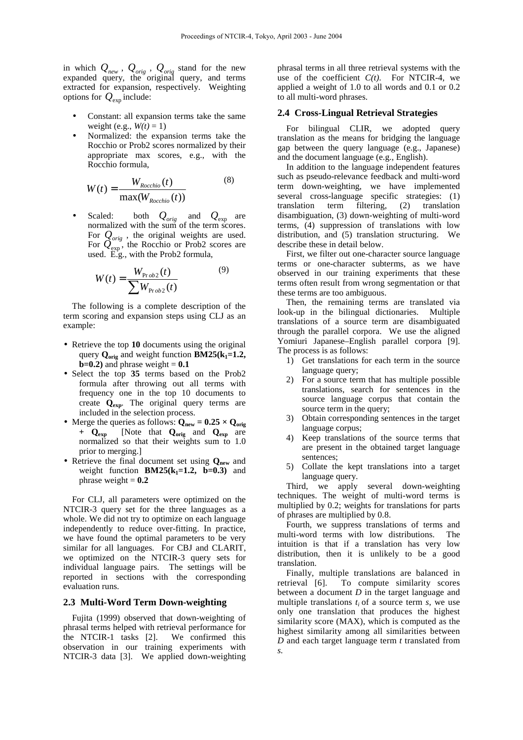in which $Q_{new}$ , $Q_{orig}$ , $Q_{orig}$ stand for the new expanded query, the original query, and terms extracted for expansion, respectively. Weighting options for $Q_{\exp}$ include:

- Constant: all expansion terms take the same weight (e.g., $W(t) = 1$)
- Normalized: the expansion terms take the Rocchio or Prob2 scores normalized by their appropriate max scores, e.g., with the Rocchio formula,

$$W(t) = \frac{W_{Rocchio}(t)}{\max(W_{Rocchio}(t))} \quad (8)$$

- Scaled: both $Q_{orig}$ and $Q_{\exp}$ are normalized with the sum of the term scores. For $Q_{orig}$ , the original weights are used. For $Q_{\exp}$, the Rocchio or Prob2 scores are used. E.g., with the Prob2 formula,

$$W(t) = \frac{W_{\Pr ob2}(t)}{\sum W_{\Pr ob2}(t)} \quad (9)$$

The following is a complete description of the term scoring and expansion steps using CLJ as an example:

- Retrieve the top **10** documents using the original query $\mathbf{Q_{orig}}$ and weight function **BM25($k_1$=1.2, b=0.2)** and phrase weight = **0.1**
- Select the top **35** terms based on the Prob2 formula after throwing out all terms with frequency one in the top 10 documents to create $\mathbf{Q_{exp}}$. The original query terms are included in the selection process.
- Merge the queries as follows: $\mathbf{Q_{new} = 0.25 \times Q_{orig} + Q_{exp}}$ [Note that $\mathbf{Q_{orig}}$ and $\mathbf{Q_{exp}}$ are normalized so that their weights sum to 1.0 prior to merging.]
- Retrieve the final document set using $\mathbf{Q_{new}}$ and weight function **BM25($k_1$=1.2, b=0.3)** and phrase weight = **0.2**

For CLJ, all parameters were optimized on the NTCIR-3 query set for the three languages as a whole. We did not try to optimize on each language independently to reduce over-fitting. In practice, we have found the optimal parameters to be very similar for all languages. For CBJ and CLARIT, we optimized on the NTCIR-3 query sets for individual language pairs. The settings will be reported in sections with the corresponding evaluation runs.

### 2.3 Multi-Word Term Down-weighting

Fujita (1999) observed that down-weighting of phrasal terms helped with retrieval performance for the NTCIR-1 tasks [2]. We confirmed this observation in our training experiments with NTCIR-3 data [3]. We applied down-weighting phrasal terms in all three retrieval systems with the use of the coefficient *C(t)*. For NTCIR-4, we applied a weight of 1.0 to all words and 0.1 or 0.2 to all multi-word phrases.

### 2.4 Cross-Lingual Retrieval Strategies

For bilingual CLIR, we adopted query translation as the means for bridging the language gap between the query language (e.g., Japanese) and the document language (e.g., English).

In addition to the language independent features such as pseudo-relevance feedback and multi-word term down-weighting, we have implemented several cross-language specific strategies: (1) translation term filtering, (2) translation disambiguation, (3) down-weighting of multi-word terms, (4) suppression of translations with low distribution, and (5) translation structuring. We describe these in detail below.

First, we filter out one-character source language terms or one-character subterms, as we have observed in our training experiments that these terms often result from wrong segmentation or that these terms are too ambiguous.

Then, the remaining terms are translated via look-up in the bilingual dictionaries. Multiple translations of a source term are disambiguated through the parallel corpora. We use the aligned Yomiuri Japanese–English parallel corpora [9]. The process is as follows:

1) Get translations for each term in the source language query;
2) For a source term that has multiple possible translations, search for sentences in the source language corpus that contain the source term in the query;
3) Obtain corresponding sentences in the target language corpus;
4) Keep translations of the source terms that are present in the obtained target language sentences;
5) Collate the kept translations into a target language query.

Third, we apply several down-weighting techniques. The weight of multi-word terms is multiplied by 0.2; weights for translations for parts of phrases are multiplied by 0.8.

Fourth, we suppress translations of terms and multi-word terms with low distributions. The intuition is that if a translation has very low distribution, then it is unlikely to be a good translation.

Finally, multiple translations are balanced in retrieval [6]. To compute similarity scores between a document *D* in the target language and multiple translations $t_i$ of a source term *s*, we use only one translation that produces the highest similarity score (MAX), which is computed as the highest similarity among all similarities between *D* and each target language term *t* translated from *s*.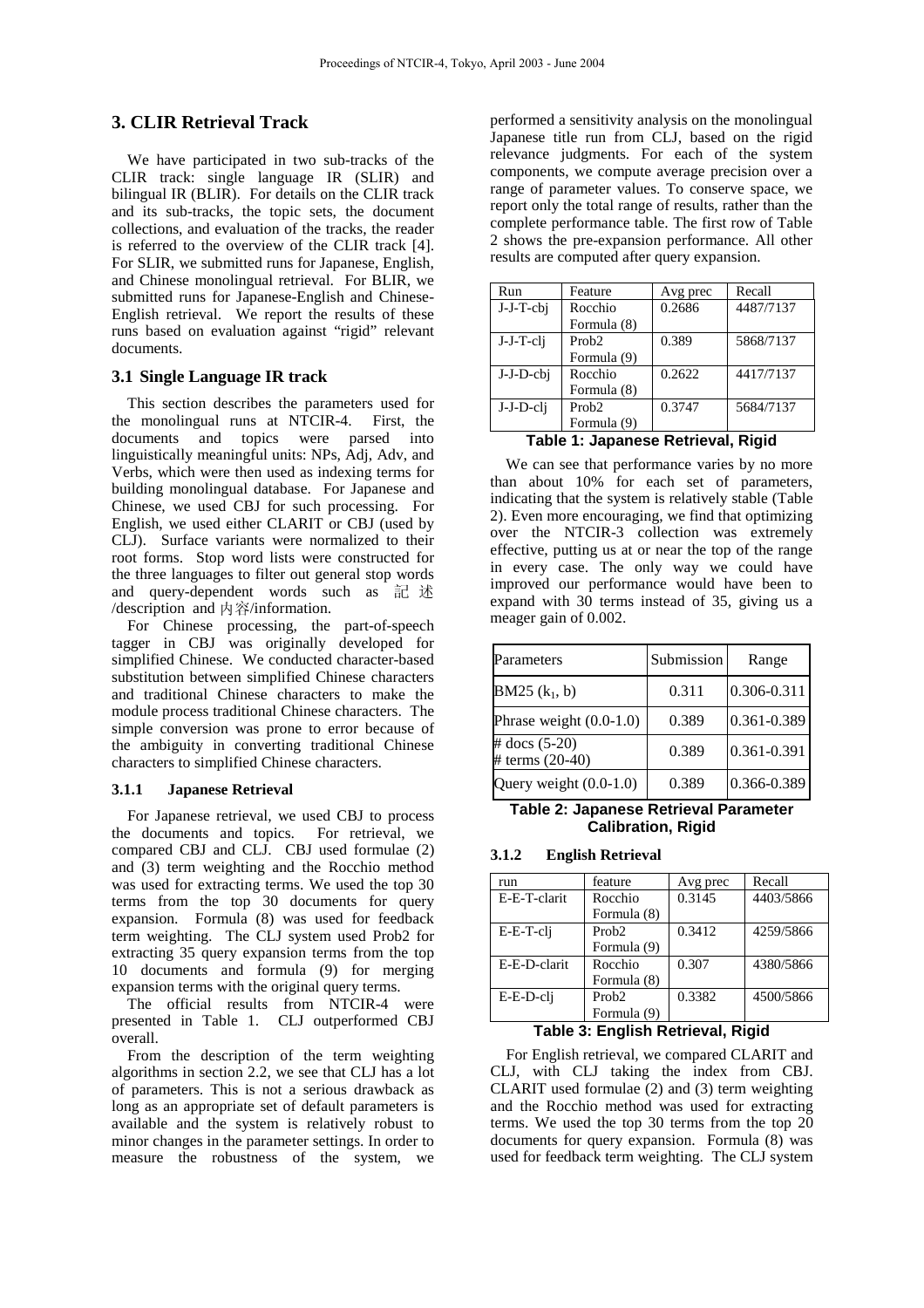## 3. CLIR Retrieval Track

We have participated in two sub-tracks of the CLIR track: single language IR (SLIR) and bilingual IR (BLIR). For details on the CLIR track and its sub-tracks, the topic sets, the document collections, and evaluation of the tracks, the reader is referred to the overview of the CLIR track [4]. For SLIR, we submitted runs for Japanese, English, and Chinese monolingual retrieval. For BLIR, we submitted runs for Japanese-English and Chinese-English retrieval. We report the results of these runs based on evaluation against "rigid" relevant documents.

### 3.1 Single Language IR track

This section describes the parameters used for the monolingual runs at NTCIR-4. First, the documents and topics were parsed into linguistically meaningful units: NPs, Adj, Adv, and Verbs, which were then used as indexing terms for building monolingual database. For Japanese and Chinese, we used CBJ for such processing. For English, we used either CLARIT or CBJ (used by CLJ). Surface variants were normalized to their root forms. Stop word lists were constructed for the three languages to filter out general stop words and query-dependent words such as 記述/description and 内容/information.

For Chinese processing, the part-of-speech tagger in CBJ was originally developed for simplified Chinese. We conducted character-based substitution between simplified Chinese characters and traditional Chinese characters to make the module process traditional Chinese characters. The simple conversion was prone to error because of the ambiguity in converting traditional Chinese characters to simplified Chinese characters.

#### 3.1.1 Japanese Retrieval

For Japanese retrieval, we used CBJ to process the documents and topics. For retrieval, we compared CBJ and CLJ. CBJ used formulae (2) and (3) term weighting and the Rocchio method was used for extracting terms. We used the top 30 terms from the top 30 documents for query expansion. Formula (8) was used for feedback term weighting. The CLJ system used Prob2 for extracting 35 query expansion terms from the top 10 documents and formula (9) for merging expansion terms with the original query terms.

The official results from NTCIR-4 were presented in Table 1. CLJ outperformed CBJ overall.

From the description of the term weighting algorithms in section 2.2, we see that CLJ has a lot of parameters. This is not a serious drawback as long as an appropriate set of default parameters is available and the system is relatively robust to minor changes in the parameter settings. In order to measure the robustness of the system, we performed a sensitivity analysis on the monolingual Japanese title run from CLJ, based on the rigid relevance judgments. For each of the system components, we compute average precision over a range of parameter values. To conserve space, we report only the total range of results, rather than the complete performance table. The first row of Table 2 shows the pre-expansion performance. All other results are computed after query expansion.

| Run | Feature | Avg prec | Recall |
|---|---|---|---|
| J-J-T-cbj | Rocchio Formula (8) | 0.2686 | 4487/7137 |
| J-J-T-clj | Prob2 Formula (9) | 0.389 | 5868/7137 |
| J-J-D-cbj | Rocchio Formula (8) | 0.2622 | 4417/7137 |
| J-J-D-clj | Prob2 Formula (9) | 0.3747 | 5684/7137 |

**Table 1: Japanese Retrieval, Rigid**

We can see that performance varies by no more than about 10% for each set of parameters, indicating that the system is relatively stable (Table 2). Even more encouraging, we find that optimizing over the NTCIR-3 collection was extremely effective, putting us at or near the top of the range in every case. The only way we could have improved our performance would have been to expand with 30 terms instead of 35, giving us a meager gain of 0.002.

| Parameters | Submission | Range |
|---|---|---|
| BM25 ($k_1$, b) | 0.311 | 0.306-0.311 |
| Phrase weight (0.0-1.0) | 0.389 | 0.361-0.389 |
| # docs (5-20) # terms (20-40) | 0.389 | 0.361-0.391 |
| Query weight (0.0-1.0) | 0.389 | 0.366-0.389 |

**Table 2: Japanese Retrieval Parameter Calibration, Rigid**

#### 3.1.2 English Retrieval

| run | feature | Avg prec | Recall |
|---|---|---|---|
| E-E-T-clarit | Rocchio Formula (8) | 0.3145 | 4403/5866 |
| E-E-T-clj | Prob2 Formula (9) | 0.3412 | 4259/5866 |
| E-E-D-clarit | Rocchio Formula (8) | 0.307 | 4380/5866 |
| E-E-D-clj | Prob2 Formula (9) | 0.3382 | 4500/5866 |

**Table 3: English Retrieval, Rigid**

For English retrieval, we compared CLARIT and CLJ, with CLJ taking the index from CBJ. CLARIT used formulae (2) and (3) term weighting and the Rocchio method was used for extracting terms. We used the top 30 terms from the top 20 documents for query expansion. Formula (8) was used for feedback term weighting. The CLJ system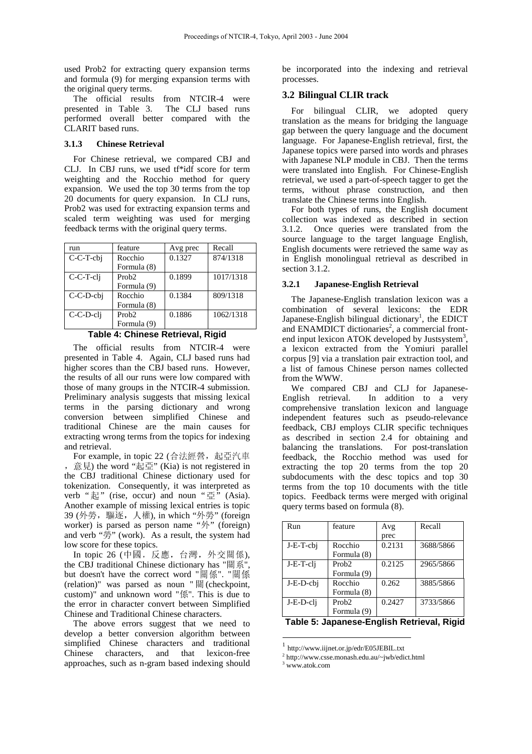used Prob2 for extracting query expansion terms and formula (9) for merging expansion terms with the original query terms.

The official results from NTCIR-4 were presented in Table 3. The CLJ based runs performed overall better compared with the CLARIT based runs.

#### 3.1.3 Chinese Retrieval

For Chinese retrieval, we compared CBJ and CLJ. In CBJ runs, we used tf*idf score for term weighting and the Rocchio method for query expansion. We used the top 30 terms from the top 20 documents for query expansion. In CLJ runs, Prob2 was used for extracting expansion terms and scaled term weighting was used for merging feedback terms with the original query terms.

| run | feature | Avg prec | Recall |
|---|---|---|---|
| C-C-T-cbj | Rocchio Formula (8) | 0.1327 | 874/1318 |
| C-C-T-clj | Prob2 Formula (9) | 0.1899 | 1017/1318 |
| C-C-D-cbj | Rocchio Formula (8) | 0.1384 | 809/1318 |
| C-C-D-clj | Prob2 Formula (9) | 0.1886 | 1062/1318 |

**Table 4: Chinese Retrieval, Rigid**

The official results from NTCIR-4 were presented in Table 4. Again, CLJ based runs had higher scores than the CBJ based runs. However, the results of all our runs were low compared with those of many groups in the NTCIR-4 submission. Preliminary analysis suggests that missing lexical terms in the parsing dictionary and wrong conversion between simplified Chinese and traditional Chinese are the main causes for extracting wrong terms from the topics for indexing and retrieval.

For example, in topic 22 (合法經營，起亞汽車，意見) the word "起亞" (Kia) is not registered in the CBJ traditional Chinese dictionary used for tokenization. Consequently, it was interpreted as verb "起" (rise, occur) and noun "亞" (Asia). Another example of missing lexical entries is topic 39 (外勞，驅逐，人權), in which "外勞" (foreign worker) is parsed as person name "外" (foreign) and verb "勞" (work). As a result, the system had low score for these topics.

In topic 26 (中國，反應，台灣，外交關係), the CBJ traditional Chinese dictionary has "關系", but doesn't have the correct word "關係". "關係 (relation)" was parsed as noun "關(checkpoint, custom)" and unknown word "係". This is due to the error in character convert between Simplified Chinese and Traditional Chinese characters.

The above errors suggest that we need to develop a better conversion algorithm between simplified Chinese characters and traditional Chinese characters, and that lexicon-free approaches, such as n-gram based indexing should be incorporated into the indexing and retrieval processes.

### 3.2 Bilingual CLIR track

For bilingual CLIR, we adopted query translation as the means for bridging the language gap between the query language and the document language. For Japanese-English retrieval, first, the Japanese topics were parsed into words and phrases with Japanese NLP module in CBJ. Then the terms were translated into English. For Chinese-English retrieval, we used a part-of-speech tagger to get the terms, without phrase construction, and then translate the Chinese terms into English.

For both types of runs, the English document collection was indexed as described in section 3.1.2. Once queries were translated from the source language to the target language English, English documents were retrieved the same way as in English monolingual retrieval as described in section 3.1.2.

#### 3.2.1 Japanese-English Retrieval

The Japanese-English translation lexicon was a combination of several lexicons: the EDR Japanese-English bilingual dictionary[1], the EDICT and ENAMDICT dictionaries[2], a commercial front-end input lexicon ATOK developed by Justsystem[3], a lexicon extracted from the Yomiuri parallel corpus [9] via a translation pair extraction tool, and a list of famous Chinese person names collected from the WWW.

We compared CBJ and CLJ for Japanese-English retrieval. In addition to a very comprehensive translation lexicon and language independent features such as pseudo-relevance feedback, CBJ employs CLIR specific techniques as described in section 2.4 for obtaining and balancing the translations. For post-translation feedback, the Rocchio method was used for extracting the top 20 terms from the top 20 subdocuments with the desc topics and top 30 terms from the top 10 documents with the title topics. Feedback terms were merged with original query terms based on formula (8).

| Run | feature | Avg prec | Recall |
|---|---|---|---|
| J-E-T-cbj | Rocchio Formula (8) | 0.2131 | 3688/5866 |
| J-E-T-clj | Prob2 Formula (9) | 0.2125 | 2965/5866 |
| J-E-D-cbj | Rocchio Formula (8) | 0.262 | 3885/5866 |
| J-E-D-clj | Prob2 Formula (9) | 0.2427 | 3733/5866 |

**Table 5: Japanese-English Retrieval, Rigid**

[1] http://www.iijnet.or.jp/edr/E05JEBIL.txt

[2] http://www.csse.monash.edu.au/~jwb/edict.html

[3] www.atok.com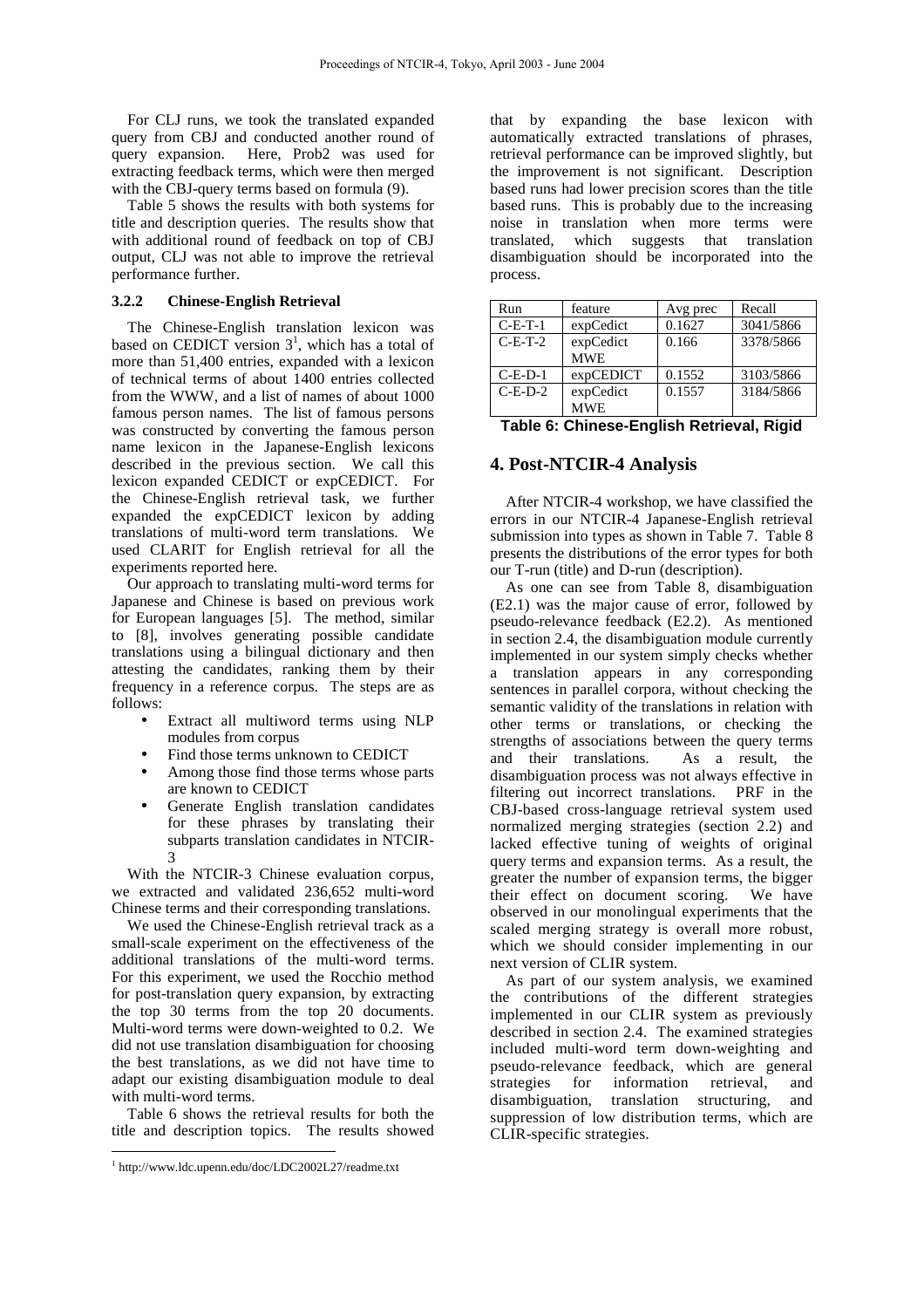For CLJ runs, we took the translated expanded query from CBJ and conducted another round of query expansion. Here, Prob2 was used for extracting feedback terms, which were then merged with the CBJ-query terms based on formula (9).

Table 5 shows the results with both systems for title and description queries. The results show that with additional round of feedback on top of CBJ output, CLJ was not able to improve the retrieval performance further.

#### 3.2.2 Chinese-English Retrieval

The Chinese-English translation lexicon was based on CEDICT version 3[1], which has a total of more than 51,400 entries, expanded with a lexicon of technical terms of about 1400 entries collected from the WWW, and a list of names of about 1000 famous person names. The list of famous persons was constructed by converting the famous person name lexicon in the Japanese-English lexicons described in the previous section. We call this lexicon expanded CEDICT or expCEDICT. For the Chinese-English retrieval task, we further expanded the expCEDICT lexicon by adding translations of multi-word term translations. We used CLARIT for English retrieval for all the experiments reported here.

Our approach to translating multi-word terms for Japanese and Chinese is based on previous work for European languages [5]. The method, similar to [8], involves generating possible candidate translations using a bilingual dictionary and then attesting the candidates, ranking them by their frequency in a reference corpus. The steps are as follows:

- Extract all multiword terms using NLP modules from corpus
- Find those terms unknown to CEDICT
- Among those find those terms whose parts are known to CEDICT
- Generate English translation candidates for these phrases by translating their subparts translation candidates in NTCIR-3

With the NTCIR-3 Chinese evaluation corpus, we extracted and validated 236,652 multi-word Chinese terms and their corresponding translations.

We used the Chinese-English retrieval track as a small-scale experiment on the effectiveness of the additional translations of the multi-word terms. For this experiment, we used the Rocchio method for post-translation query expansion, by extracting the top 30 terms from the top 20 documents. Multi-word terms were down-weighted to 0.2. We did not use translation disambiguation for choosing the best translations, as we did not have time to adapt our existing disambiguation module to deal with multi-word terms.

Table 6 shows the retrieval results for both the title and description topics. The results showed that by expanding the base lexicon with automatically extracted translations of phrases, retrieval performance can be improved slightly, but the improvement is not significant. Description based runs had lower precision scores than the title based runs. This is probably due to the increasing noise in translation when more terms were translated, which suggests that translation disambiguation should be incorporated into the process.

| Run | feature | Avg prec | Recall |
|---|---|---|---|
| C-E-T-1 | expCedict | 0.1627 | 3041/5866 |
| C-E-T-2 | expCedict MWE | 0.166 | 3378/5866 |
| C-E-D-1 | expCEDICT | 0.1552 | 3103/5866 |
| C-E-D-2 | expCedict MWE | 0.1557 | 3184/5866 |

**Table 6: Chinese-English Retrieval, Rigid**

## 4. Post-NTCIR-4 Analysis

After NTCIR-4 workshop, we have classified the errors in our NTCIR-4 Japanese-English retrieval submission into types as shown in Table 7. Table 8 presents the distributions of the error types for both our T-run (title) and D-run (description).

As one can see from Table 8, disambiguation (E2.1) was the major cause of error, followed by pseudo-relevance feedback (E2.2). As mentioned in section 2.4, the disambiguation module currently implemented in our system simply checks whether a translation appears in any corresponding sentences in parallel corpora, without checking the semantic validity of the translations in relation with other terms or translations, or checking the strengths of associations between the query terms and their translations. As a result, the disambiguation process was not always effective in filtering out incorrect translations. PRF in the CBJ-based cross-language retrieval system used normalized merging strategies (section 2.2) and lacked effective tuning of weights of original query terms and expansion terms. As a result, the greater the number of expansion terms, the bigger their effect on document scoring. We have observed in our monolingual experiments that the scaled merging strategy is overall more robust, which we should consider implementing in our next version of CLIR system.

As part of our system analysis, we examined the contributions of the different strategies implemented in our CLIR system as previously described in section 2.4. The examined strategies included multi-word term down-weighting and pseudo-relevance feedback, which are general strategies for information retrieval, and disambiguation, translation structuring, and suppression of low distribution terms, which are CLIR-specific strategies.

[1] http://www.ldc.upenn.edu/doc/LDC2002L27/readme.txt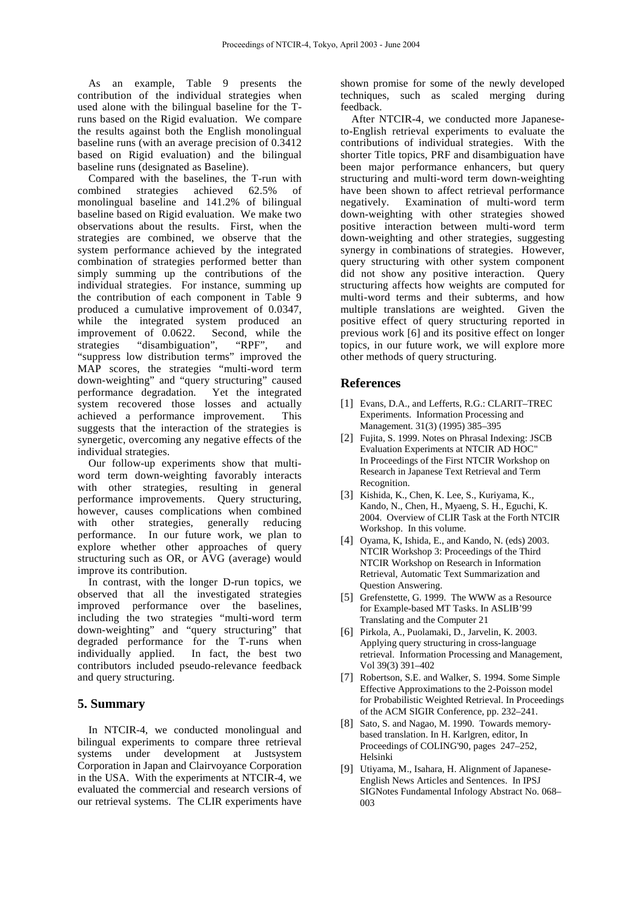As an example, Table 9 presents the contribution of the individual strategies when used alone with the bilingual baseline for the T-runs based on the Rigid evaluation. We compare the results against both the English monolingual baseline runs (with an average precision of 0.3412 based on Rigid evaluation) and the bilingual baseline runs (designated as Baseline).

Compared with the baselines, the T-run with combined strategies achieved 62.5% of monolingual baseline and 141.2% of bilingual baseline based on Rigid evaluation. We make two observations about the results. First, when the strategies are combined, we observe that the system performance achieved by the integrated combination of strategies performed better than simply summing up the contributions of the individual strategies. For instance, summing up the contribution of each component in Table 9 produced a cumulative improvement of 0.0347, while the integrated system produced an improvement of 0.0622. Second, while the strategies "disambiguation", "RPF", and "suppress low distribution terms" improved the MAP scores, the strategies "multi-word term down-weighting" and "query structuring" caused performance degradation. Yet the integrated system recovered those losses and actually achieved a performance improvement. This suggests that the interaction of the strategies is synergetic, overcoming any negative effects of the individual strategies.

Our follow-up experiments show that multi-word term down-weighting favorably interacts with other strategies, resulting in general performance improvements. Query structuring, however, causes complications when combined with other strategies, generally reducing performance. In our future work, we plan to explore whether other approaches of query structuring such as OR, or AVG (average) would improve its contribution.

In contrast, with the longer D-run topics, we observed that all the investigated strategies improved performance over the baselines, including the two strategies "multi-word term down-weighting" and "query structuring" that degraded performance for the T-runs when individually applied. In fact, the best two contributors included pseudo-relevance feedback and query structuring.

## 5. Summary

In NTCIR-4, we conducted monolingual and bilingual experiments to compare three retrieval systems under development at Justsystem Corporation in Japan and Clairvoyance Corporation in the USA. With the experiments at NTCIR-4, we evaluated the commercial and research versions of our retrieval systems. The CLIR experiments have shown promise for some of the newly developed techniques, such as scaled merging during feedback.

After NTCIR-4, we conducted more Japanese-to-English retrieval experiments to evaluate the contributions of individual strategies. With the shorter Title topics, PRF and disambiguation have been major performance enhancers, but query structuring and multi-word term down-weighting have been shown to affect retrieval performance negatively. Examination of multi-word term down-weighting with other strategies showed positive interaction between multi-word term down-weighting and other strategies, suggesting synergy in combinations of strategies. However, query structuring with other system component did not show any positive interaction. Query structuring affects how weights are computed for multi-word terms and their subterms, and how multiple translations are weighted. Given the positive effect of query structuring reported in previous work [6] and its positive effect on longer topics, in our future work, we will explore more other methods of query structuring.

## References

[1] Evans, D.A., and Lefferts, R.G.: CLARIT–TREC Experiments. Information Processing and Management. 31(3) (1995) 385–395

[2] Fujita, S. 1999. Notes on Phrasal Indexing: JSCB Evaluation Experiments at NTCIR AD HOC" In Proceedings of the First NTCIR Workshop on Research in Japanese Text Retrieval and Term Recognition.

[3] Kishida, K., Chen, K. Lee, S., Kuriyama, K., Kando, N., Chen, H., Myaeng, S. H., Eguchi, K. 2004. Overview of CLIR Task at the Forth NTCIR Workshop. In this volume.

[4] Oyama, K, Ishida, E., and Kando, N. (eds) 2003. NTCIR Workshop 3: Proceedings of the Third NTCIR Workshop on Research in Information Retrieval, Automatic Text Summarization and Question Answering.

[5] Grefenstette, G. 1999. The WWW as a Resource for Example-based MT Tasks. In ASLIB'99 Translating and the Computer 21

[6] Pirkola, A., Puolamaki, D., Jarvelin, K. 2003. Applying query structuring in cross-language retrieval. Information Processing and Management, Vol 39(3) 391–402

[7] Robertson, S.E. and Walker, S. 1994. Some Simple Effective Approximations to the 2-Poisson model for Probabilistic Weighted Retrieval. In Proceedings of the ACM SIGIR Conference, pp. 232–241.

[8] Sato, S. and Nagao, M. 1990. Towards memory-based translation. In H. Karlgren, editor, In Proceedings of COLING'90, pages 247–252, Helsinki

[9] Utiyama, M., Isahara, H. Alignment of Japanese-English News Articles and Sentences. In IPSJ SIGNotes Fundamental Infology Abstract No. 068–003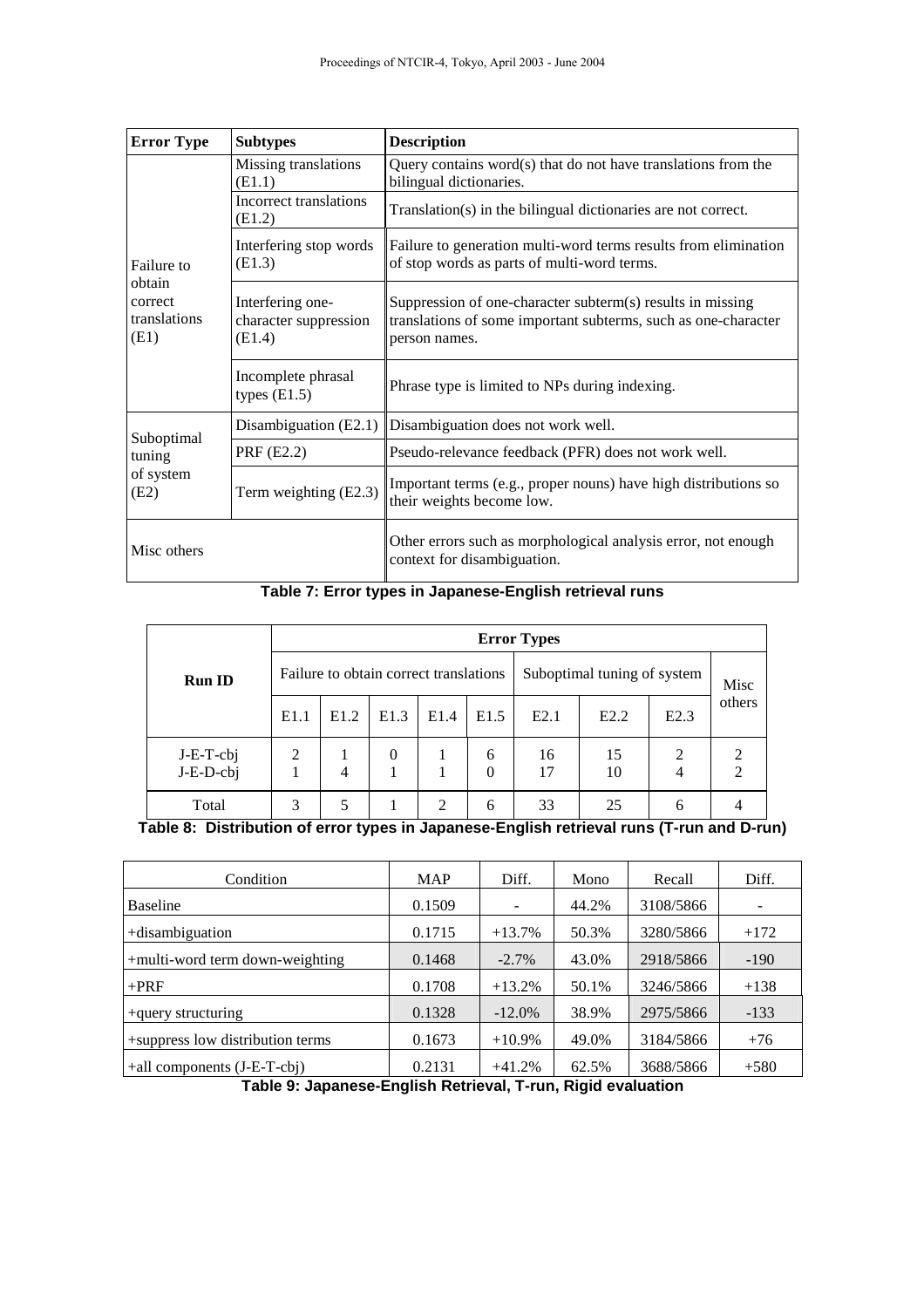| Error Type | Subtypes | Description |
|---|---|---|
| Failure to obtain correct translations (E1) | Missing translations (E1.1) | Query contains word(s) that do not have translations from the bilingual dictionaries. |
| | Incorrect translations (E1.2) | Translation(s) in the bilingual dictionaries are not correct. |
| | Interfering stop words (E1.3) | Failure to generation multi-word terms results from elimination of stop words as parts of multi-word terms. |
| | Interfering one-character suppression (E1.4) | Suppression of one-character subterm(s) results in missing translations of some important subterms, such as one-character person names. |
| | Incomplete phrasal types (E1.5) | Phrase type is limited to NPs during indexing. |
| Suboptimal tuning of system (E2) | Disambiguation (E2.1) | Disambiguation does not work well. |
| | PRF (E2.2) | Pseudo-relevance feedback (PFR) does not work well. |
| | Term weighting (E2.3) | Important terms (e.g., proper nouns) have high distributions so their weights become low. |
| Misc others | | Other errors such as morphological analysis error, not enough context for disambiguation. |

**Table 7: Error types in Japanese-English retrieval runs**

| Run ID | Error Types | | | | | | | | |
|---|---|---|---|---|---|---|---|---|---|
| | Failure to obtain correct translations | | | | | Suboptimal tuning of system | | | Misc others |
| | E1.1 | E1.2 | E1.3 | E1.4 | E1.5 | E2.1 | E2.2 | E2.3 | |
| J-E-T-cbj | 2 | 1 | 0 | 1 | 6 | 16 | 15 | 2 | 2 |
| J-E-D-cbj | 1 | 4 | 1 | 1 | 0 | 17 | 10 | 4 | 2 |
| Total | 3 | 5 | 1 | 2 | 6 | 33 | 25 | 6 | 4 |

**Table 8: Distribution of error types in Japanese-English retrieval runs (T-run and D-run)**

| Condition | MAP | Diff. | Mono | Recall | Diff. |
|---|---|---|---|---|---|
| Baseline | 0.1509 | - | 44.2% | 3108/5866 | - |
| +disambiguation | 0.1715 | +13.7% | 50.3% | 3280/5866 | +172 |
| +multi-word term down-weighting | 0.1468 | -2.7% | 43.0% | 2918/5866 | -190 |
| +PRF | 0.1708 | +13.2% | 50.1% | 3246/5866 | +138 |
| +query structuring | 0.1328 | -12.0% | 38.9% | 2975/5866 | -133 |
| +suppress low distribution terms | 0.1673 | +10.9% | 49.0% | 3184/5866 | +76 |
| +all components (J-E-T-cbj) | 0.2131 | +41.2% | 62.5% | 3688/5866 | +580 |

**Table 9: Japanese-English Retrieval, T-run, Rigid evaluation**